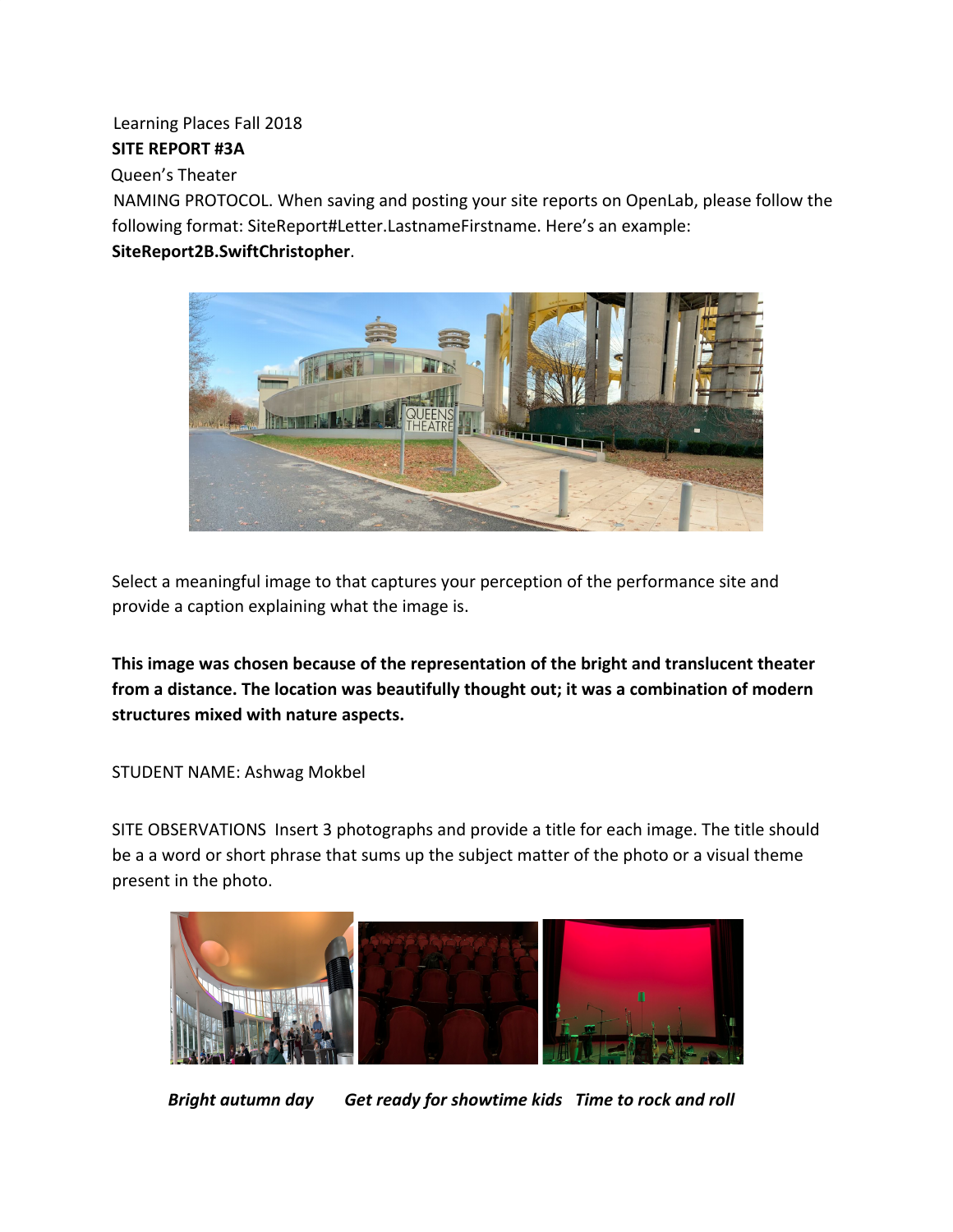Learning Places Fall 2018

**SITE REPORT #3A**

Queen's Theater

NAMING PROTOCOL. When saving and posting your site reports on OpenLab, please follow the following format: SiteReport#Letter.LastnameFirstname. Here's an example: **SiteReport2B.SwiftChristopher**.

Select a meaningful image to that captures your perception of the performance site and provide a caption explaining what the image is.

**This image was chosen because of the representation of the bright and translucent theater from a distance. The location was beautifully thought out; it was a combination of modern structures mixed with nature aspects.**

STUDENT NAME: Ashwag Mokbel

SITE OBSERVATIONS Insert 3 photographs and provide a title for each image. The title should be a a word or short phrase that sums up the subject matter of the photo or a visual theme present in the photo.

***Bright autumn day*** ***Get ready for showtime kids*** ***Time to rock and roll***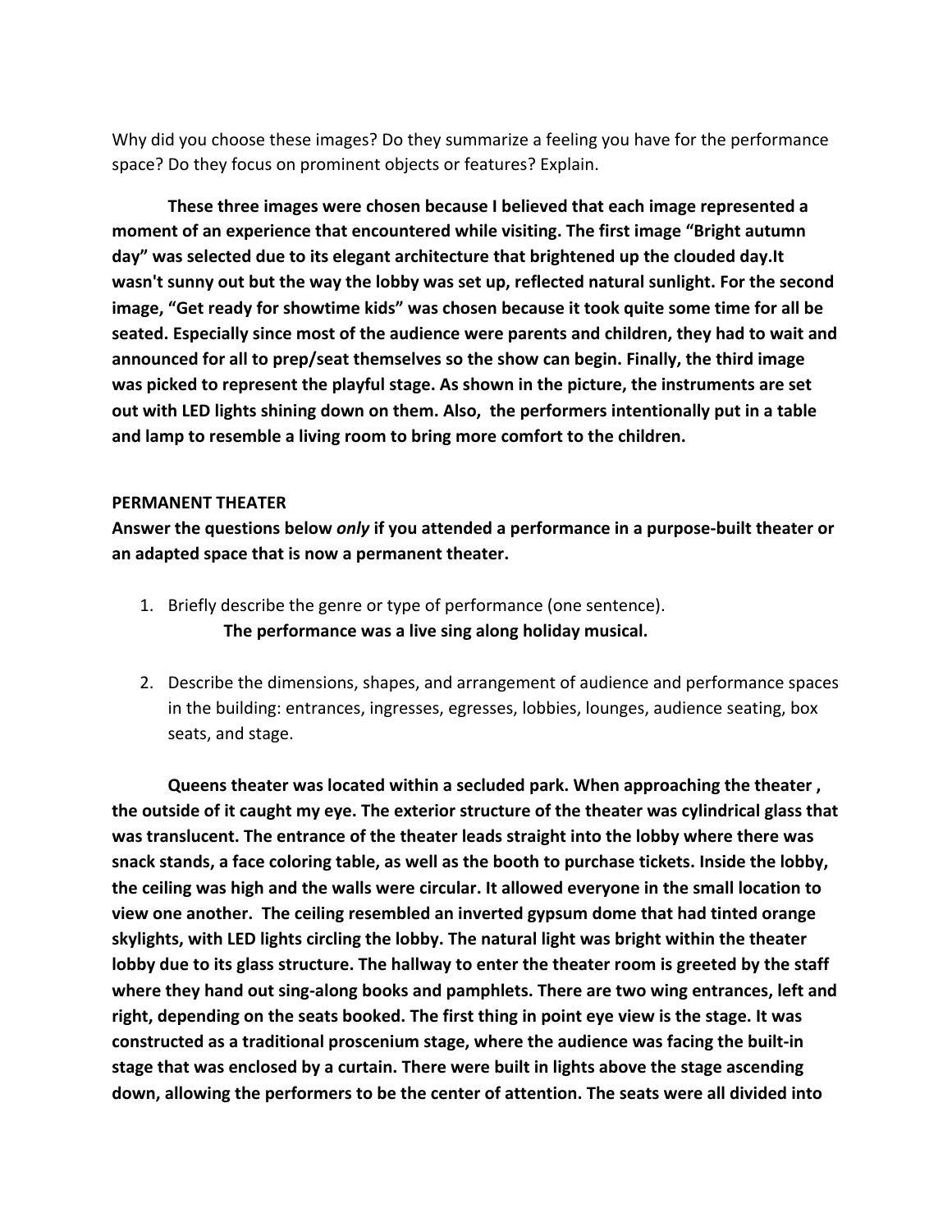Why did you choose these images? Do they summarize a feeling you have for the performance space? Do they focus on prominent objects or features? Explain.

**These three images were chosen because I believed that each image represented a moment of an experience that encountered while visiting. The first image "Bright autumn day" was selected due to its elegant architecture that brightened up the clouded day.It wasn't sunny out but the way the lobby was set up, reflected natural sunlight. For the second image, "Get ready for showtime kids" was chosen because it took quite some time for all be seated. Especially since most of the audience were parents and children, they had to wait and announced for all to prep/seat themselves so the show can begin. Finally, the third image was picked to represent the playful stage. As shown in the picture, the instruments are set out with LED lights shining down on them. Also, the performers intentionally put in a table and lamp to resemble a living room to bring more comfort to the children.**

**PERMANENT THEATER**

**Answer the questions below *only* if you attended a performance in a purpose-built theater or an adapted space that is now a permanent theater.**

1. Briefly describe the genre or type of performance (one sentence).
   **The performance was a live sing along holiday musical.**

2. Describe the dimensions, shapes, and arrangement of audience and performance spaces in the building: entrances, ingresses, egresses, lobbies, lounges, audience seating, box seats, and stage.

**Queens theater was located within a secluded park. When approaching the theater , the outside of it caught my eye. The exterior structure of the theater was cylindrical glass that was translucent. The entrance of the theater leads straight into the lobby where there was snack stands, a face coloring table, as well as the booth to purchase tickets. Inside the lobby, the ceiling was high and the walls were circular. It allowed everyone in the small location to view one another. The ceiling resembled an inverted gypsum dome that had tinted orange skylights, with LED lights circling the lobby. The natural light was bright within the theater lobby due to its glass structure. The hallway to enter the theater room is greeted by the staff where they hand out sing-along books and pamphlets. There are two wing entrances, left and right, depending on the seats booked. The first thing in point eye view is the stage. It was constructed as a traditional proscenium stage, where the audience was facing the built-in stage that was enclosed by a curtain. There were built in lights above the stage ascending down, allowing the performers to be the center of attention. The seats were all divided into**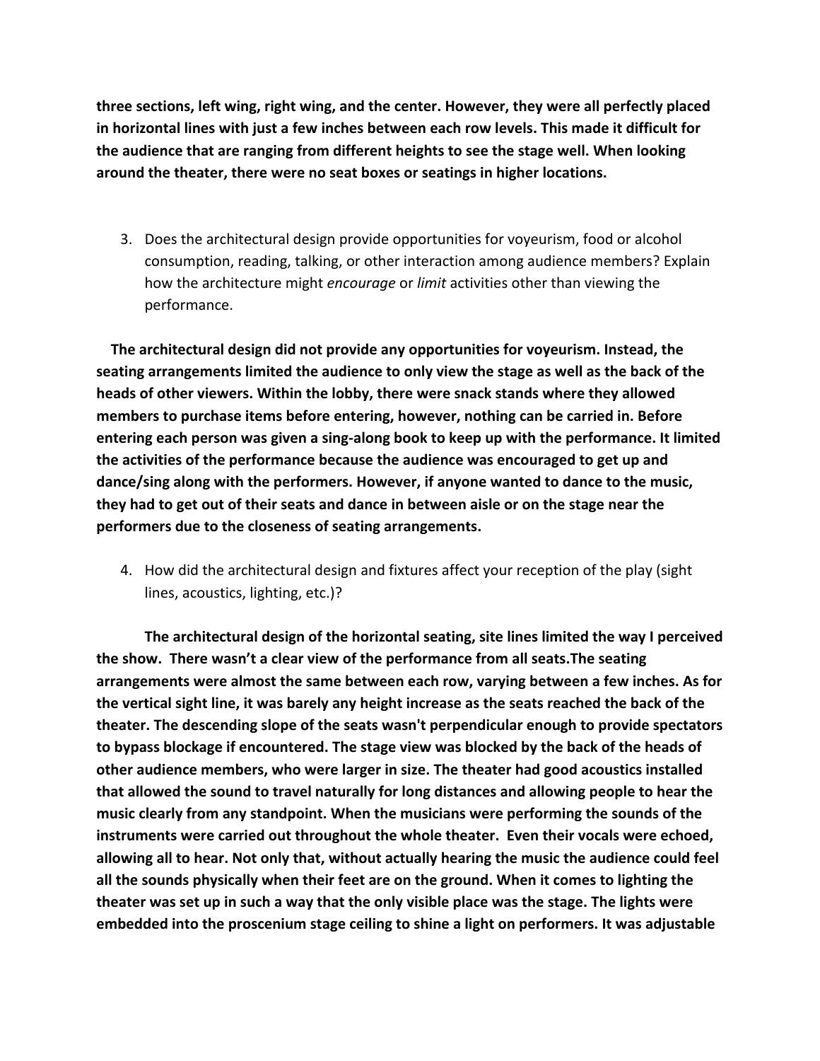**three sections, left wing, right wing, and the center. However, they were all perfectly placed in horizontal lines with just a few inches between each row levels. This made it difficult for the audience that are ranging from different heights to see the stage well. When looking around the theater, there were no seat boxes or seatings in higher locations.**

3. Does the architectural design provide opportunities for voyeurism, food or alcohol consumption, reading, talking, or other interaction among audience members? Explain how the architecture might *encourage* or *limit* activities other than viewing the performance.

**The architectural design did not provide any opportunities for voyeurism. Instead, the seating arrangements limited the audience to only view the stage as well as the back of the heads of other viewers. Within the lobby, there were snack stands where they allowed members to purchase items before entering, however, nothing can be carried in. Before entering each person was given a sing-along book to keep up with the performance. It limited the activities of the performance because the audience was encouraged to get up and dance/sing along with the performers. However, if anyone wanted to dance to the music, they had to get out of their seats and dance in between aisle or on the stage near the performers due to the closeness of seating arrangements.**

4. How did the architectural design and fixtures affect your reception of the play (sight lines, acoustics, lighting, etc.)?

**The architectural design of the horizontal seating, site lines limited the way I perceived the show. There wasn't a clear view of the performance from all seats.The seating arrangements were almost the same between each row, varying between a few inches. As for the vertical sight line, it was barely any height increase as the seats reached the back of the theater. The descending slope of the seats wasn't perpendicular enough to provide spectators to bypass blockage if encountered. The stage view was blocked by the back of the heads of other audience members, who were larger in size. The theater had good acoustics installed that allowed the sound to travel naturally for long distances and allowing people to hear the music clearly from any standpoint. When the musicians were performing the sounds of the instruments were carried out throughout the whole theater. Even their vocals were echoed, allowing all to hear. Not only that, without actually hearing the music the audience could feel all the sounds physically when their feet are on the ground. When it comes to lighting the theater was set up in such a way that the only visible place was the stage. The lights were embedded into the proscenium stage ceiling to shine a light on performers. It was adjustable**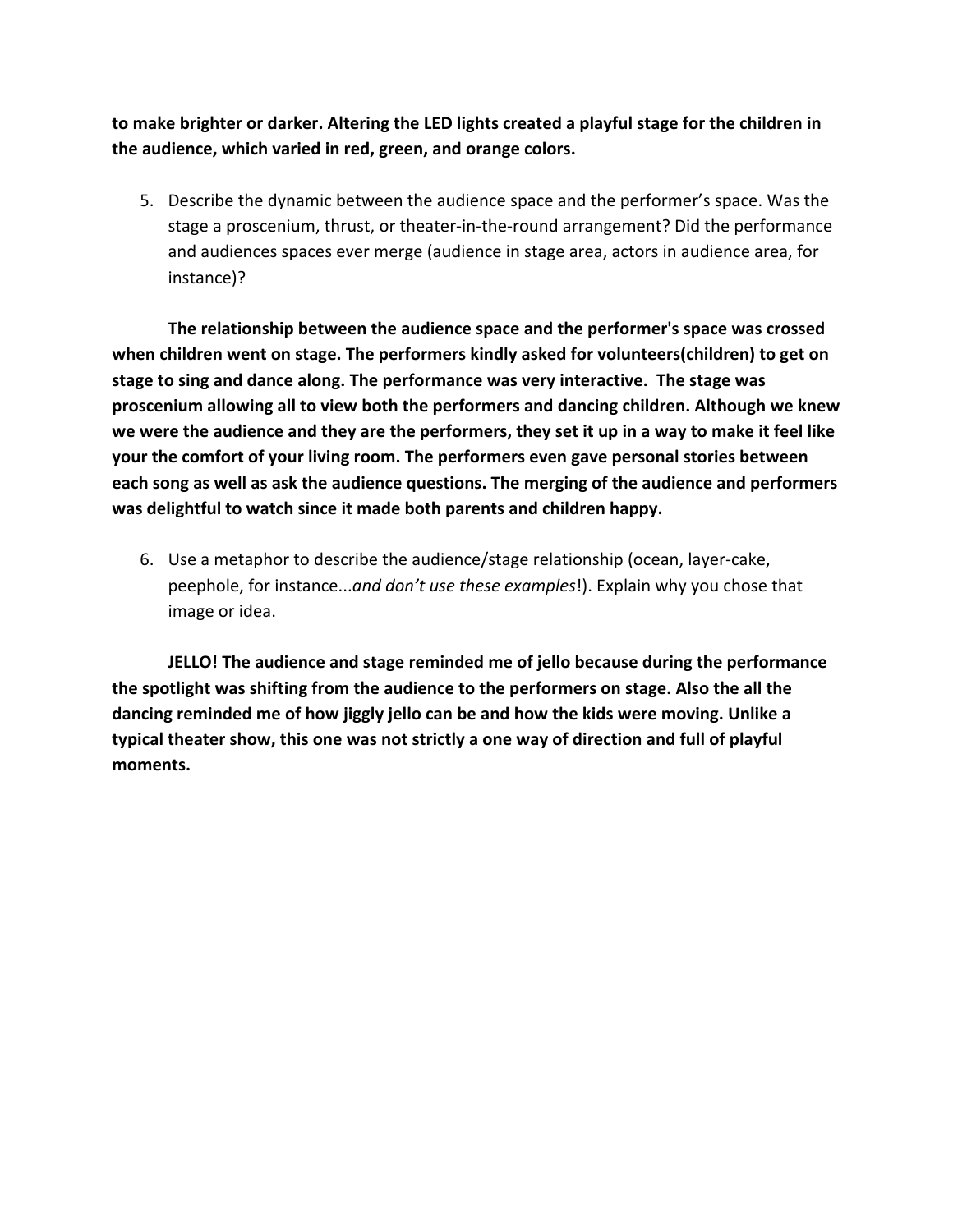**to make brighter or darker. Altering the LED lights created a playful stage for the children in the audience, which varied in red, green, and orange colors.**

5. Describe the dynamic between the audience space and the performer's space. Was the stage a proscenium, thrust, or theater-in-the-round arrangement? Did the performance and audiences spaces ever merge (audience in stage area, actors in audience area, for instance)?

**The relationship between the audience space and the performer's space was crossed when children went on stage. The performers kindly asked for volunteers(children) to get on stage to sing and dance along. The performance was very interactive. The stage was proscenium allowing all to view both the performers and dancing children. Although we knew we were the audience and they are the performers, they set it up in a way to make it feel like your the comfort of your living room. The performers even gave personal stories between each song as well as ask the audience questions. The merging of the audience and performers was delightful to watch since it made both parents and children happy.**

6. Use a metaphor to describe the audience/stage relationship (ocean, layer-cake, peephole, for instance...*and don't use these examples*!). Explain why you chose that image or idea.

**JELLO! The audience and stage reminded me of jello because during the performance the spotlight was shifting from the audience to the performers on stage. Also the all the dancing reminded me of how jiggly jello can be and how the kids were moving. Unlike a typical theater show, this one was not strictly a one way of direction and full of playful moments.**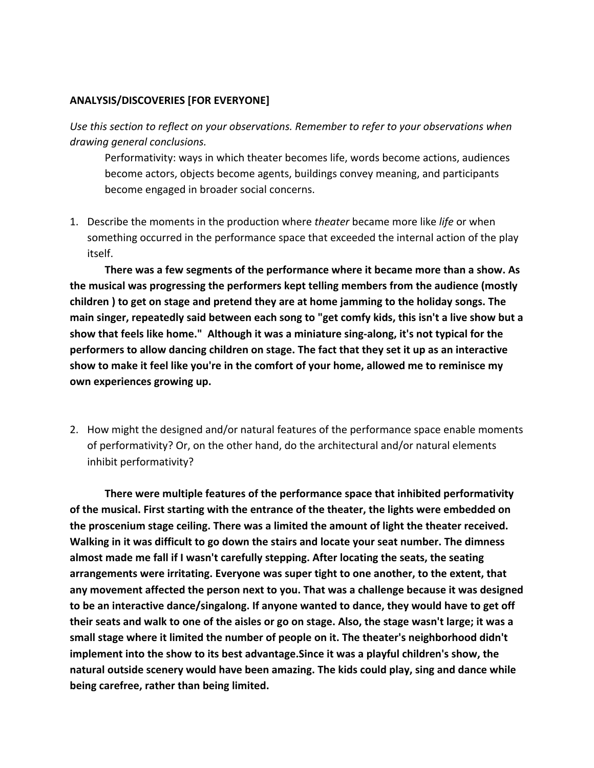**ANALYSIS/DISCOVERIES [FOR EVERYONE]**

*Use this section to reflect on your observations. Remember to refer to your observations when drawing general conclusions.*

> Performativity: ways in which theater becomes life, words become actions, audiences become actors, objects become agents, buildings convey meaning, and participants become engaged in broader social concerns.

1. Describe the moments in the production where *theater* became more like *life* or when something occurred in the performance space that exceeded the internal action of the play itself.

**There was a few segments of the performance where it became more than a show. As the musical was progressing the performers kept telling members from the audience (mostly children ) to get on stage and pretend they are at home jamming to the holiday songs. The main singer, repeatedly said between each song to "get comfy kids, this isn't a live show but a show that feels like home." Although it was a miniature sing-along, it's not typical for the performers to allow dancing children on stage. The fact that they set it up as an interactive show to make it feel like you're in the comfort of your home, allowed me to reminisce my own experiences growing up.**

2. How might the designed and/or natural features of the performance space enable moments of performativity? Or, on the other hand, do the architectural and/or natural elements inhibit performativity?

**There were multiple features of the performance space that inhibited performativity of the musical. First starting with the entrance of the theater, the lights were embedded on the proscenium stage ceiling. There was a limited the amount of light the theater received. Walking in it was difficult to go down the stairs and locate your seat number. The dimness almost made me fall if I wasn't carefully stepping. After locating the seats, the seating arrangements were irritating. Everyone was super tight to one another, to the extent, that any movement affected the person next to you. That was a challenge because it was designed to be an interactive dance/singalong. If anyone wanted to dance, they would have to get off their seats and walk to one of the aisles or go on stage. Also, the stage wasn't large; it was a small stage where it limited the number of people on it. The theater's neighborhood didn't implement into the show to its best advantage.Since it was a playful children's show, the natural outside scenery would have been amazing. The kids could play, sing and dance while being carefree, rather than being limited.**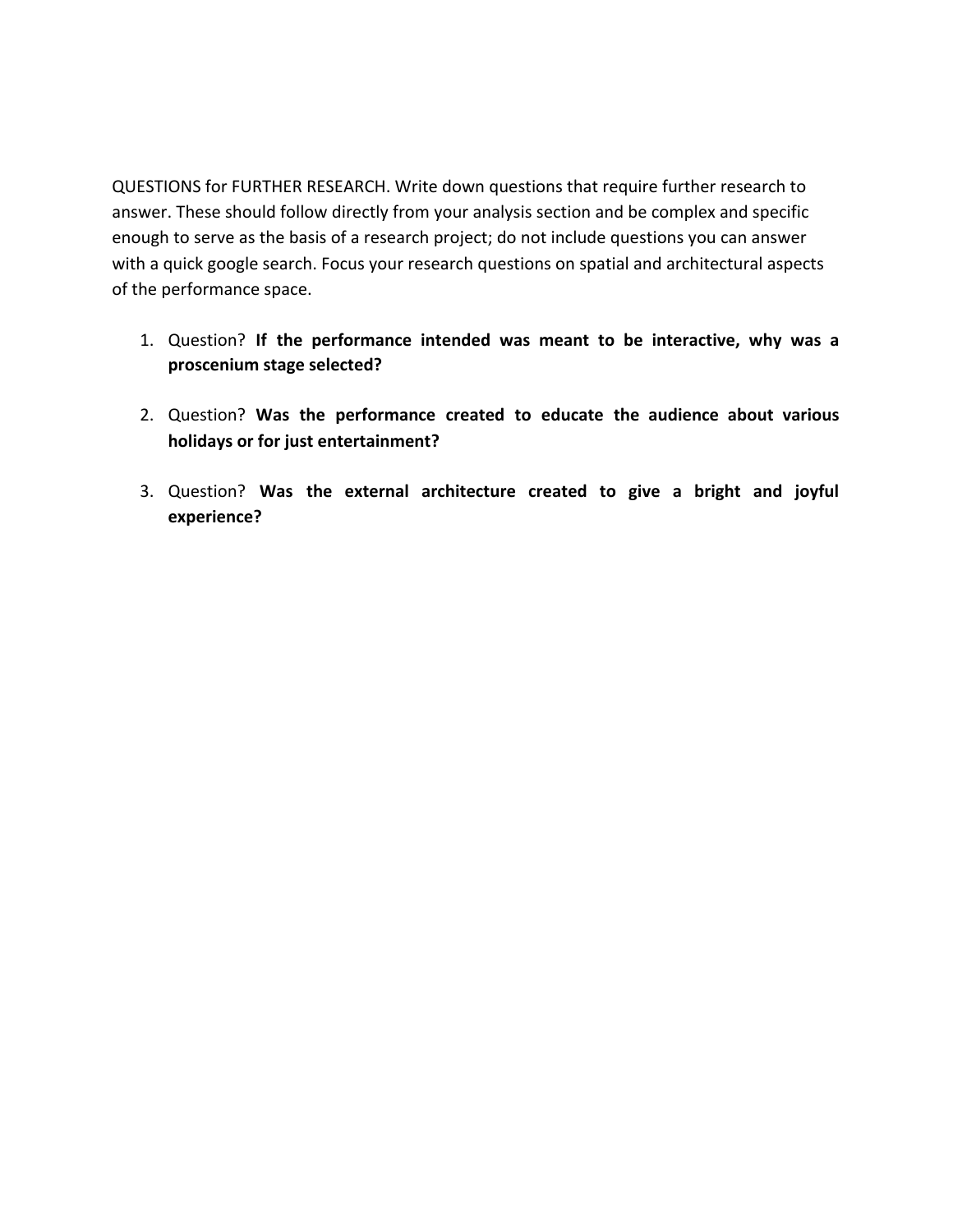QUESTIONS for FURTHER RESEARCH. Write down questions that require further research to answer. These should follow directly from your analysis section and be complex and specific enough to serve as the basis of a research project; do not include questions you can answer with a quick google search. Focus your research questions on spatial and architectural aspects of the performance space.

1. Question? **If the performance intended was meant to be interactive, why was a proscenium stage selected?**

2. Question? **Was the performance created to educate the audience about various holidays or for just entertainment?**

3. Question? **Was the external architecture created to give a bright and joyful experience?**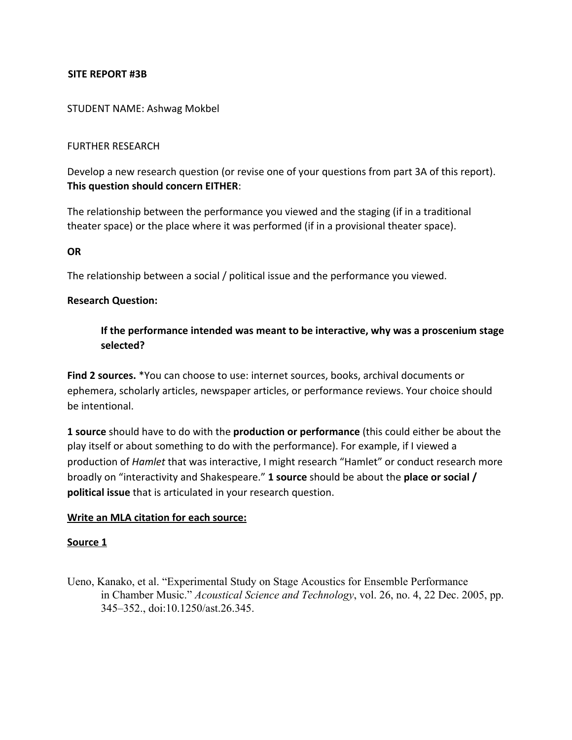**SITE REPORT #3B**

STUDENT NAME: Ashwag Mokbel

FURTHER RESEARCH

Develop a new research question (or revise one of your questions from part 3A of this report). **This question should concern EITHER**:

The relationship between the performance you viewed and the staging (if in a traditional theater space) or the place where it was performed (if in a provisional theater space).

**OR**

The relationship between a social / political issue and the performance you viewed.

**Research Question:**

> **If the performance intended was meant to be interactive, why was a proscenium stage selected?**

**Find 2 sources.** *You can choose to use: internet sources, books, archival documents or ephemera, scholarly articles, newspaper articles, or performance reviews. Your choice should be intentional.

**1 source** should have to do with the **production or performance** (this could either be about the play itself or about something to do with the performance). For example, if I viewed a production of *Hamlet* that was interactive, I might research "Hamlet" or conduct research more broadly on "interactivity and Shakespeare." **1 source** should be about the **place or social / political issue** that is articulated in your research question.

**Write an MLA citation for each source:**

**Source 1**

Ueno, Kanako, et al. "Experimental Study on Stage Acoustics for Ensemble Performance in Chamber Music." *Acoustical Science and Technology*, vol. 26, no. 4, 22 Dec. 2005, pp. 345–352., doi:10.1250/ast.26.345.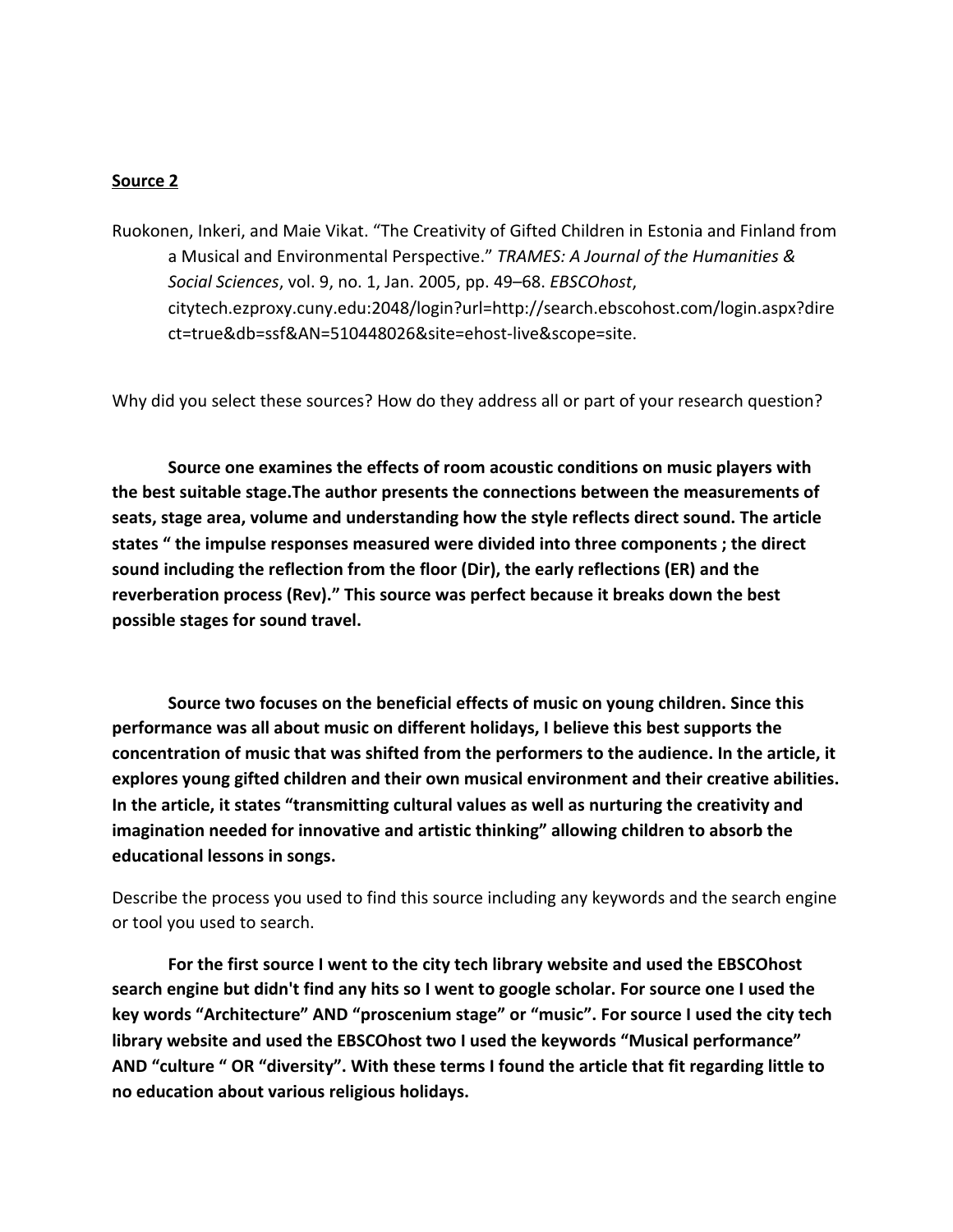**Source 2**

Ruokonen, Inkeri, and Maie Vikat. “The Creativity of Gifted Children in Estonia and Finland from a Musical and Environmental Perspective.” *TRAMES: A Journal of the Humanities & Social Sciences*, vol. 9, no. 1, Jan. 2005, pp. 49–68. *EBSCOhost*, citytech.ezproxy.cuny.edu:2048/login?url=http://search.ebscohost.com/login.aspx?direct=true&db=ssf&AN=510448026&site=ehost-live&scope=site.

Why did you select these sources? How do they address all or part of your research question?

**Source one examines the effects of room acoustic conditions on music players with the best suitable stage.The author presents the connections between the measurements of seats, stage area, volume and understanding how the style reflects direct sound. The article states “ the impulse responses measured were divided into three components ; the direct sound including the reflection from the floor (Dir), the early reflections (ER) and the reverberation process (Rev).” This source was perfect because it breaks down the best possible stages for sound travel.**

**Source two focuses on the beneficial effects of music on young children. Since this performance was all about music on different holidays, I believe this best supports the concentration of music that was shifted from the performers to the audience. In the article, it explores young gifted children and their own musical environment and their creative abilities. In the article, it states “transmitting cultural values as well as nurturing the creativity and imagination needed for innovative and artistic thinking” allowing children to absorb the educational lessons in songs.**

Describe the process you used to find this source including any keywords and the search engine or tool you used to search.

**For the first source I went to the city tech library website and used the EBSCOhost search engine but didn't find any hits so I went to google scholar. For source one I used the key words “Architecture” AND “proscenium stage” or “music”. For source I used the city tech library website and used the EBSCOhost two I used the keywords “Musical performance” AND “culture “ OR “diversity”. With these terms I found the article that fit regarding little to no education about various religious holidays.**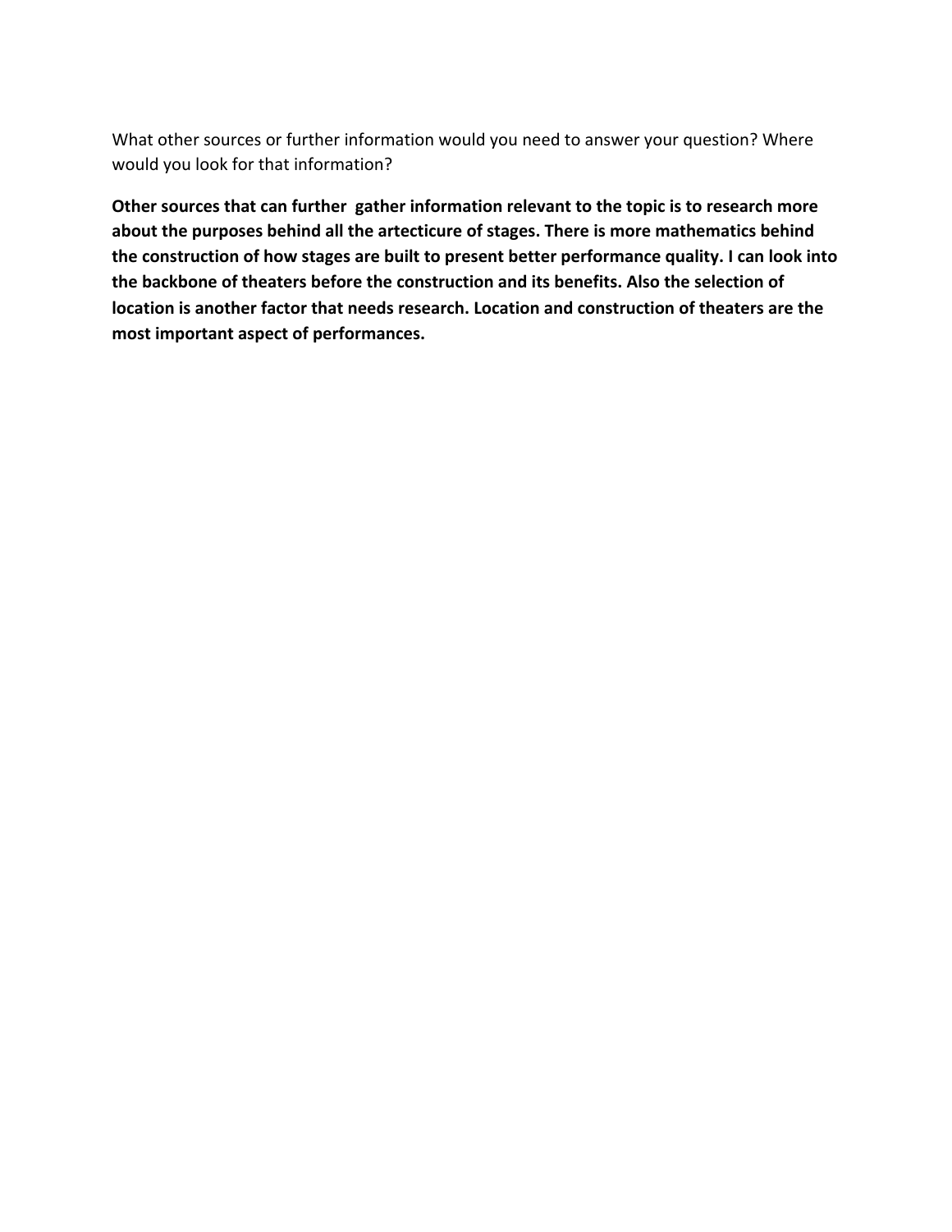What other sources or further information would you need to answer your question? Where would you look for that information?

**Other sources that can further  gather information relevant to the topic is to research more about the purposes behind all the artecticure of stages. There is more mathematics behind the construction of how stages are built to present better performance quality. I can look into the backbone of theaters before the construction and its benefits. Also the selection of location is another factor that needs research. Location and construction of theaters are the most important aspect of performances.**